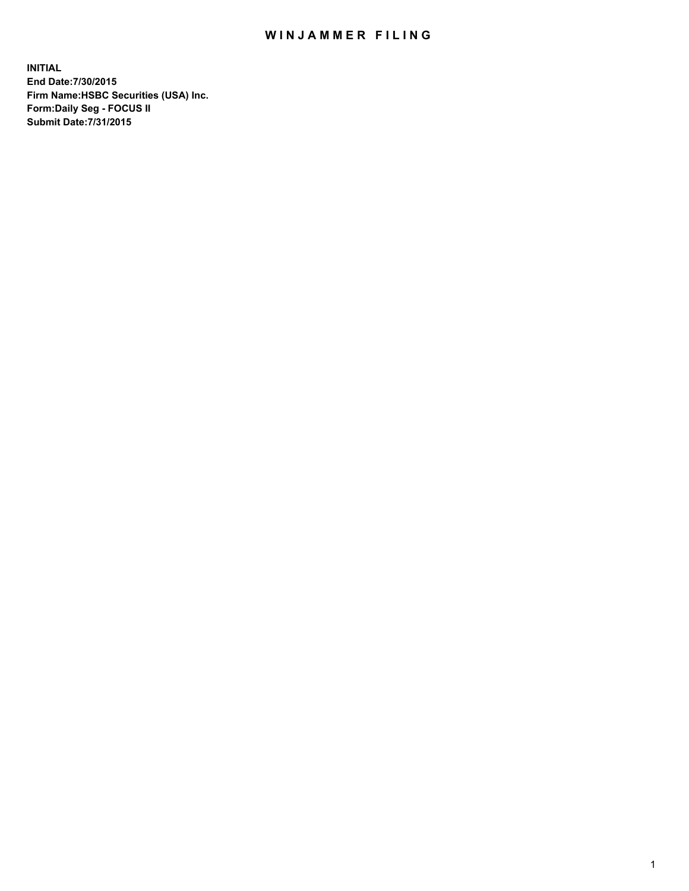# WINJAMMER FILING

**INITIAL**
**End Date:7/30/2015**
**Firm Name:HSBC Securities (USA) Inc.**
**Form:Daily Seg - FOCUS II**
**Submit Date:7/31/2015**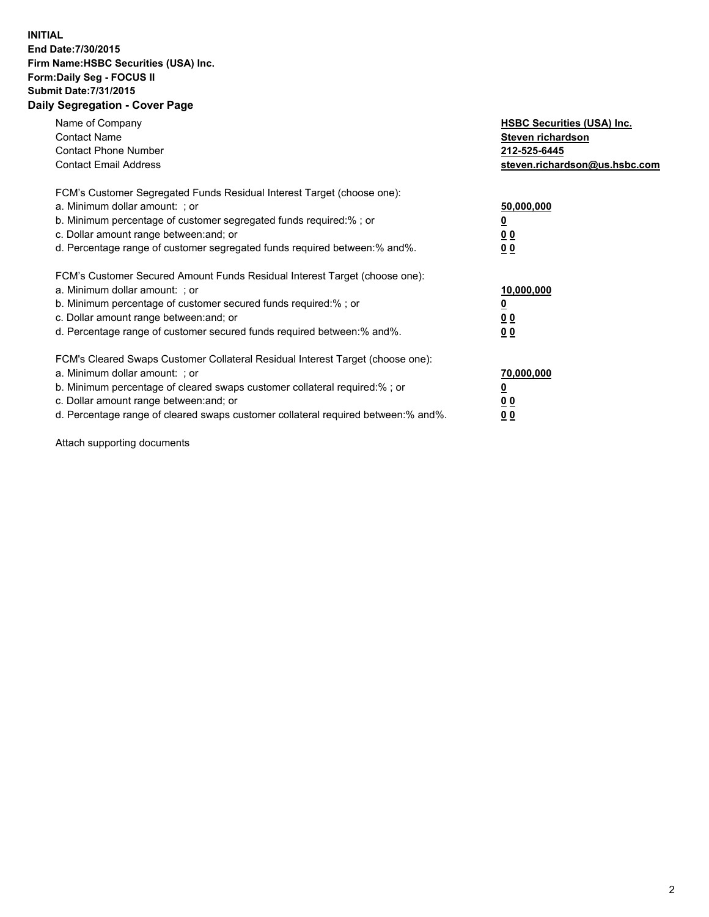**INITIAL**
**End Date:7/30/2015**
**Firm Name:HSBC Securities (USA) Inc.**
**Form:Daily Seg - FOCUS II**
**Submit Date:7/31/2015**

## Daily Segregation - Cover Page

| | |
|---|---|
| Name of Company | **HSBC Securities (USA) Inc.** |
| Contact Name | **Steven richardson** |
| Contact Phone Number | **212-525-6445** |
| Contact Email Address | **steven.richardson@us.hsbc.com** |

| | |
|---|---|
| FCM's Customer Segregated Funds Residual Interest Target (choose one): | |
| a. Minimum dollar amount: ; or | **50,000,000** |
| b. Minimum percentage of customer segregated funds required:% ; or | **0** |
| c. Dollar amount range between:and; or | **0 0** |
| d. Percentage range of customer segregated funds required between:% and%. | **0 0** |
| FCM's Customer Secured Amount Funds Residual Interest Target (choose one): | |
| a. Minimum dollar amount: ; or | **10,000,000** |
| b. Minimum percentage of customer secured funds required:% ; or | **0** |
| c. Dollar amount range between:and; or | **0 0** |
| d. Percentage range of customer secured funds required between:% and%. | **0 0** |
| FCM's Cleared Swaps Customer Collateral Residual Interest Target (choose one): | |
| a. Minimum dollar amount: ; or | **70,000,000** |
| b. Minimum percentage of cleared swaps customer collateral required:% ; or | **0** |
| c. Dollar amount range between:and; or | **0 0** |
| d. Percentage range of cleared swaps customer collateral required between:% and%. | **0 0** |

Attach supporting documents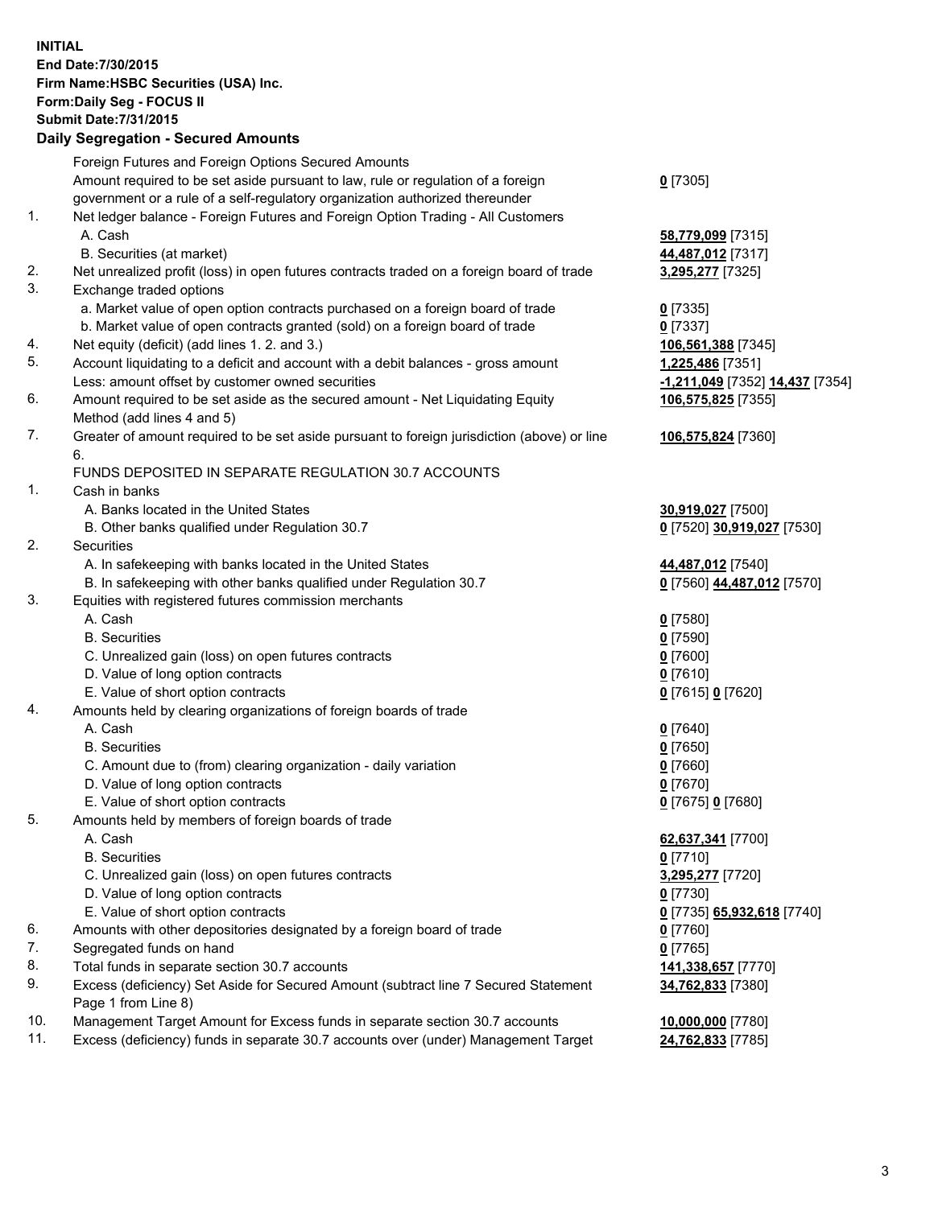**INITIAL**
**End Date:7/30/2015**
**Firm Name:HSBC Securities (USA) Inc.**
**Form:Daily Seg - FOCUS II**
**Submit Date:7/31/2015**

## Daily Segregation - Secured Amounts

| | | |
|---|---|---|
| | Foreign Futures and Foreign Options Secured Amounts | |
| | Amount required to be set aside pursuant to law, rule or regulation of a foreign government or a rule of a self-regulatory organization authorized thereunder | **0** [7305] |
| 1. | Net ledger balance - Foreign Futures and Foreign Option Trading - All Customers | |
| | A. Cash | **58,779,099** [7315] |
| | B. Securities (at market) | **44,487,012** [7317] |
| 2. | Net unrealized profit (loss) in open futures contracts traded on a foreign board of trade | **3,295,277** [7325] |
| 3. | Exchange traded options | |
| | a. Market value of open option contracts purchased on a foreign board of trade | **0** [7335] |
| | b. Market value of open contracts granted (sold) on a foreign board of trade | **0** [7337] |
| 4. | Net equity (deficit) (add lines 1. 2. and 3.) | **106,561,388** [7345] |
| 5. | Account liquidating to a deficit and account with a debit balances - gross amount | **1,225,486** [7351] |
| | Less: amount offset by customer owned securities | **-1,211,049** [7352] **14,437** [7354] |
| 6. | Amount required to be set aside as the secured amount - Net Liquidating Equity Method (add lines 4 and 5) | **106,575,825** [7355] |
| 7. | Greater of amount required to be set aside pursuant to foreign jurisdiction (above) or line 6. | **106,575,824** [7360] |
| | FUNDS DEPOSITED IN SEPARATE REGULATION 30.7 ACCOUNTS | |
| 1. | Cash in banks | |
| | A. Banks located in the United States | **30,919,027** [7500] |
| | B. Other banks qualified under Regulation 30.7 | **0** [7520] **30,919,027** [7530] |
| 2. | Securities | |
| | A. In safekeeping with banks located in the United States | **44,487,012** [7540] |
| | B. In safekeeping with other banks qualified under Regulation 30.7 | **0** [7560] **44,487,012** [7570] |
| 3. | Equities with registered futures commission merchants | |
| | A. Cash | **0** [7580] |
| | B. Securities | **0** [7590] |
| | C. Unrealized gain (loss) on open futures contracts | **0** [7600] |
| | D. Value of long option contracts | **0** [7610] |
| | E. Value of short option contracts | **0** [7615] **0** [7620] |
| 4. | Amounts held by clearing organizations of foreign boards of trade | |
| | A. Cash | **0** [7640] |
| | B. Securities | **0** [7650] |
| | C. Amount due to (from) clearing organization - daily variation | **0** [7660] |
| | D. Value of long option contracts | **0** [7670] |
| | E. Value of short option contracts | **0** [7675] **0** [7680] |
| 5. | Amounts held by members of foreign boards of trade | |
| | A. Cash | **62,637,341** [7700] |
| | B. Securities | **0** [7710] |
| | C. Unrealized gain (loss) on open futures contracts | **3,295,277** [7720] |
| | D. Value of long option contracts | **0** [7730] |
| | E. Value of short option contracts | **0** [7735] **65,932,618** [7740] |
| 6. | Amounts with other depositories designated by a foreign board of trade | **0** [7760] |
| 7. | Segregated funds on hand | **0** [7765] |
| 8. | Total funds in separate section 30.7 accounts | **141,338,657** [7770] |
| 9. | Excess (deficiency) Set Aside for Secured Amount (subtract line 7 Secured Statement Page 1 from Line 8) | **34,762,833** [7380] |
| 10. | Management Target Amount for Excess funds in separate section 30.7 accounts | **10,000,000** [7780] |
| 11. | Excess (deficiency) funds in separate 30.7 accounts over (under) Management Target | **24,762,833** [7785] |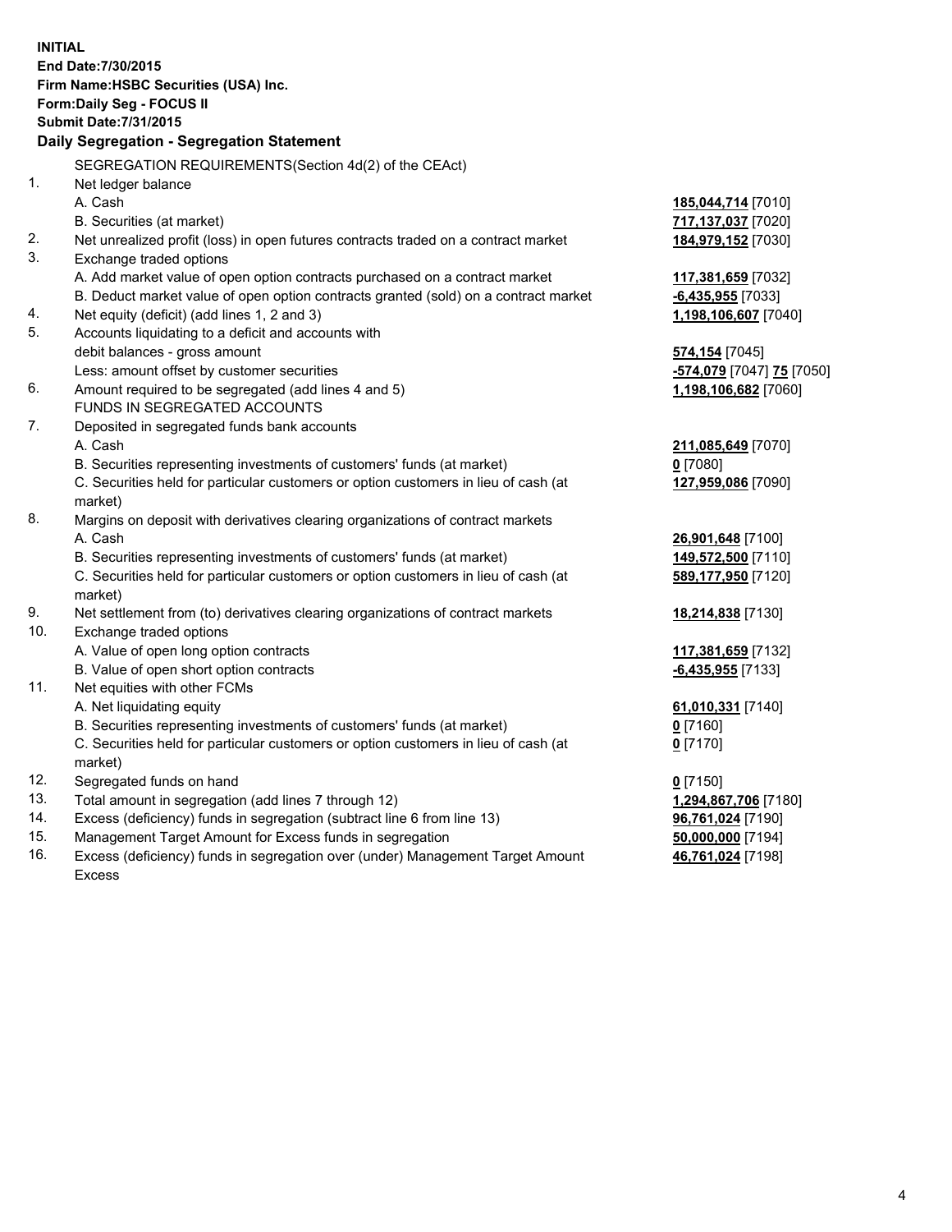**INITIAL**
**End Date:7/30/2015**
**Firm Name:HSBC Securities (USA) Inc.**
**Form:Daily Seg - FOCUS II**
**Submit Date:7/31/2015**

## Daily Segregation - Segregation Statement

| | | |
|---|---|---|
| | SEGREGATION REQUIREMENTS(Section 4d(2) of the CEAct) | |
| 1. | Net ledger balance | |
| | A. Cash | **185,044,714** [7010] |
| | B. Securities (at market) | **717,137,037** [7020] |
| 2. | Net unrealized profit (loss) in open futures contracts traded on a contract market | **184,979,152** [7030] |
| 3. | Exchange traded options | |
| | A. Add market value of open option contracts purchased on a contract market | **117,381,659** [7032] |
| | B. Deduct market value of open option contracts granted (sold) on a contract market | **-6,435,955** [7033] |
| 4. | Net equity (deficit) (add lines 1, 2 and 3) | **1,198,106,607** [7040] |
| 5. | Accounts liquidating to a deficit and accounts with debit balances - gross amount | **574,154** [7045] |
| | Less: amount offset by customer securities | **-574,079** [7047] **75** [7050] |
| 6. | Amount required to be segregated (add lines 4 and 5) | **1,198,106,682** [7060] |
| | FUNDS IN SEGREGATED ACCOUNTS | |
| 7. | Deposited in segregated funds bank accounts | |
| | A. Cash | **211,085,649** [7070] |
| | B. Securities representing investments of customers' funds (at market) | **0** [7080] |
| | C. Securities held for particular customers or option customers in lieu of cash (at market) | **127,959,086** [7090] |
| 8. | Margins on deposit with derivatives clearing organizations of contract markets | |
| | A. Cash | **26,901,648** [7100] |
| | B. Securities representing investments of customers' funds (at market) | **149,572,500** [7110] |
| | C. Securities held for particular customers or option customers in lieu of cash (at market) | **589,177,950** [7120] |
| 9. | Net settlement from (to) derivatives clearing organizations of contract markets | **18,214,838** [7130] |
| 10. | Exchange traded options | |
| | A. Value of open long option contracts | **117,381,659** [7132] |
| | B. Value of open short option contracts | **-6,435,955** [7133] |
| 11. | Net equities with other FCMs | |
| | A. Net liquidating equity | **61,010,331** [7140] |
| | B. Securities representing investments of customers' funds (at market) | **0** [7160] |
| | C. Securities held for particular customers or option customers in lieu of cash (at market) | **0** [7170] |
| 12. | Segregated funds on hand | **0** [7150] |
| 13. | Total amount in segregation (add lines 7 through 12) | **1,294,867,706** [7180] |
| 14. | Excess (deficiency) funds in segregation (subtract line 6 from line 13) | **96,761,024** [7190] |
| 15. | Management Target Amount for Excess funds in segregation | **50,000,000** [7194] |
| 16. | Excess (deficiency) funds in segregation over (under) Management Target Amount Excess | **46,761,024** [7198] |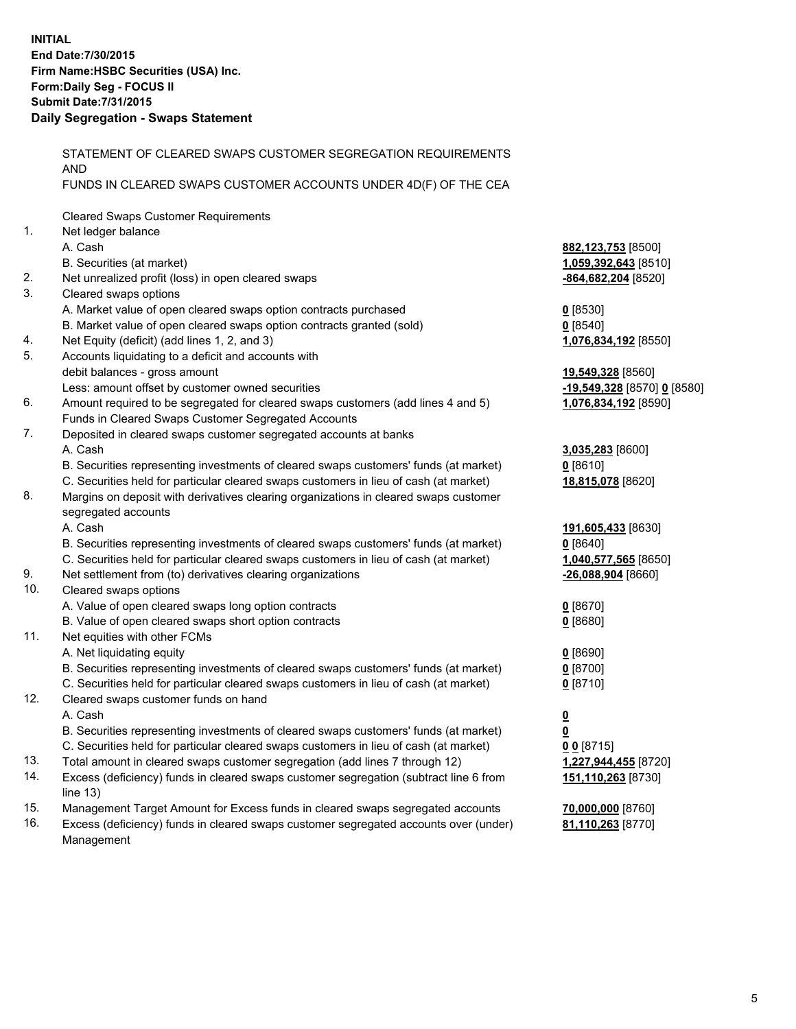**INITIAL**
**End Date:7/30/2015**
**Firm Name:HSBC Securities (USA) Inc.**
**Form:Daily Seg - FOCUS II**
**Submit Date:7/31/2015**
**Daily Segregation - Swaps Statement**

STATEMENT OF CLEARED SWAPS CUSTOMER SEGREGATION REQUIREMENTS AND FUNDS IN CLEARED SWAPS CUSTOMER ACCOUNTS UNDER 4D(F) OF THE CEA

| | | |
|---|---|---|
| | Cleared Swaps Customer Requirements | |
| 1. | Net ledger balance | |
| | A. Cash | **882,123,753** [8500] |
| | B. Securities (at market) | **1,059,392,643** [8510] |
| 2. | Net unrealized profit (loss) in open cleared swaps | **-864,682,204** [8520] |
| 3. | Cleared swaps options | |
| | A. Market value of open cleared swaps option contracts purchased | **0** [8530] |
| | B. Market value of open cleared swaps option contracts granted (sold) | **0** [8540] |
| 4. | Net Equity (deficit) (add lines 1, 2, and 3) | **1,076,834,192** [8550] |
| 5. | Accounts liquidating to a deficit and accounts with debit balances - gross amount | **19,549,328** [8560] |
| | Less: amount offset by customer owned securities | **-19,549,328** [8570] **0** [8580] |
| 6. | Amount required to be segregated for cleared swaps customers (add lines 4 and 5) | **1,076,834,192** [8590] |
| | Funds in Cleared Swaps Customer Segregated Accounts | |
| 7. | Deposited in cleared swaps customer segregated accounts at banks | |
| | A. Cash | **3,035,283** [8600] |
| | B. Securities representing investments of cleared swaps customers' funds (at market) | **0** [8610] |
| | C. Securities held for particular cleared swaps customers in lieu of cash (at market) | **18,815,078** [8620] |
| 8. | Margins on deposit with derivatives clearing organizations in cleared swaps customer segregated accounts | |
| | A. Cash | **191,605,433** [8630] |
| | B. Securities representing investments of cleared swaps customers' funds (at market) | **0** [8640] |
| | C. Securities held for particular cleared swaps customers in lieu of cash (at market) | **1,040,577,565** [8650] |
| 9. | Net settlement from (to) derivatives clearing organizations | **-26,088,904** [8660] |
| 10. | Cleared swaps options | |
| | A. Value of open cleared swaps long option contracts | **0** [8670] |
| | B. Value of open cleared swaps short option contracts | **0** [8680] |
| 11. | Net equities with other FCMs | |
| | A. Net liquidating equity | **0** [8690] |
| | B. Securities representing investments of cleared swaps customers' funds (at market) | **0** [8700] |
| | C. Securities held for particular cleared swaps customers in lieu of cash (at market) | **0** [8710] |
| 12. | Cleared swaps customer funds on hand | |
| | A. Cash | **0** |
| | B. Securities representing investments of cleared swaps customers' funds (at market) | **0** |
| | C. Securities held for particular cleared swaps customers in lieu of cash (at market) | **0** **0** [8715] |
| 13. | Total amount in cleared swaps customer segregation (add lines 7 through 12) | **1,227,944,455** [8720] |
| 14. | Excess (deficiency) funds in cleared swaps customer segregation (subtract line 6 from line 13) | **151,110,263** [8730] |
| 15. | Management Target Amount for Excess funds in cleared swaps segregated accounts | **70,000,000** [8760] |
| 16. | Excess (deficiency) funds in cleared swaps customer segregated accounts over (under) Management | **81,110,263** [8770] |